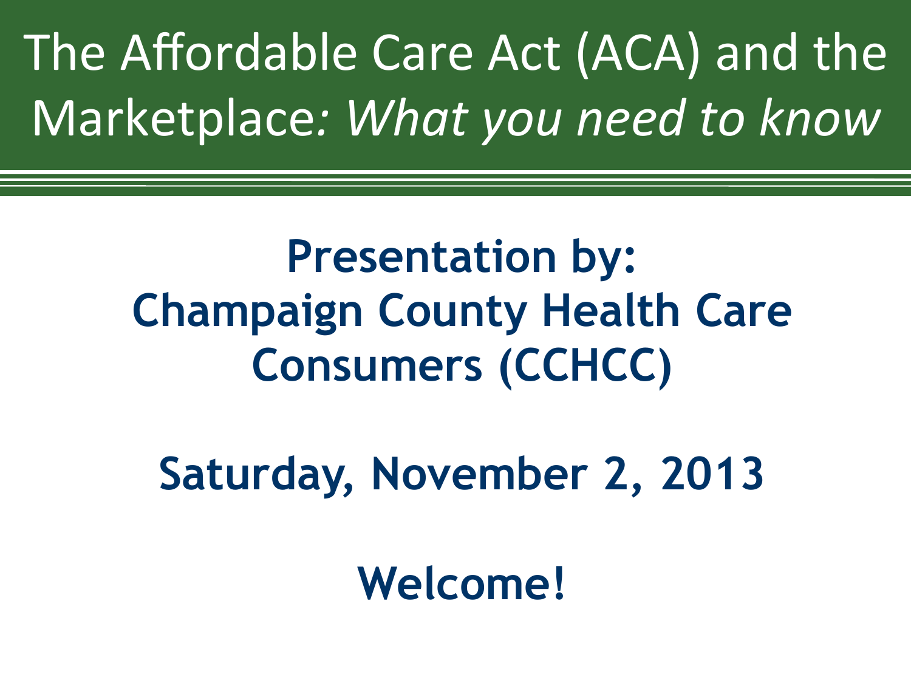# The Affordable Care Act (ACA) and the Marketplace: *What you need to know*

**Presentation by:**
**Champaign County Health Care Consumers (CCHCC)**

**Saturday, November 2, 2013**

**Welcome!**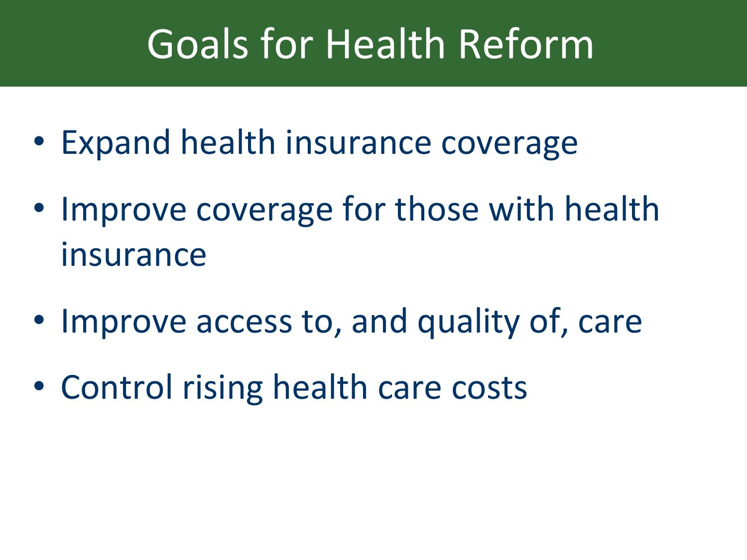# Goals for Health Reform

- Expand health insurance coverage
- Improve coverage for those with health insurance
- Improve access to, and quality of, care
- Control rising health care costs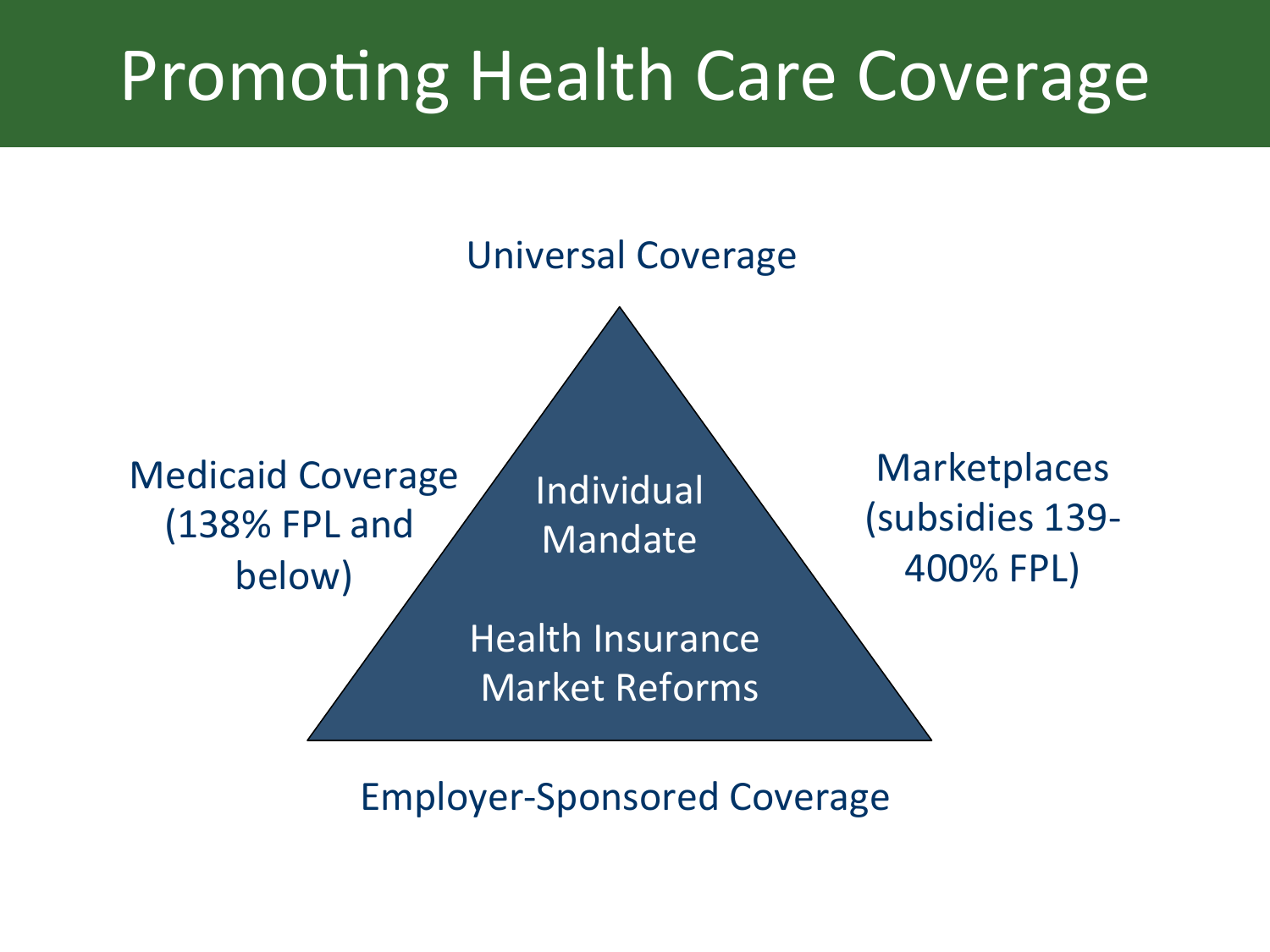# Promoting Health Care Coverage

Universal Coverage

Medicaid Coverage (138% FPL and below)

Individual Mandate

Health Insurance Market Reforms

Marketplaces (subsidies 139-400% FPL)

Employer-Sponsored Coverage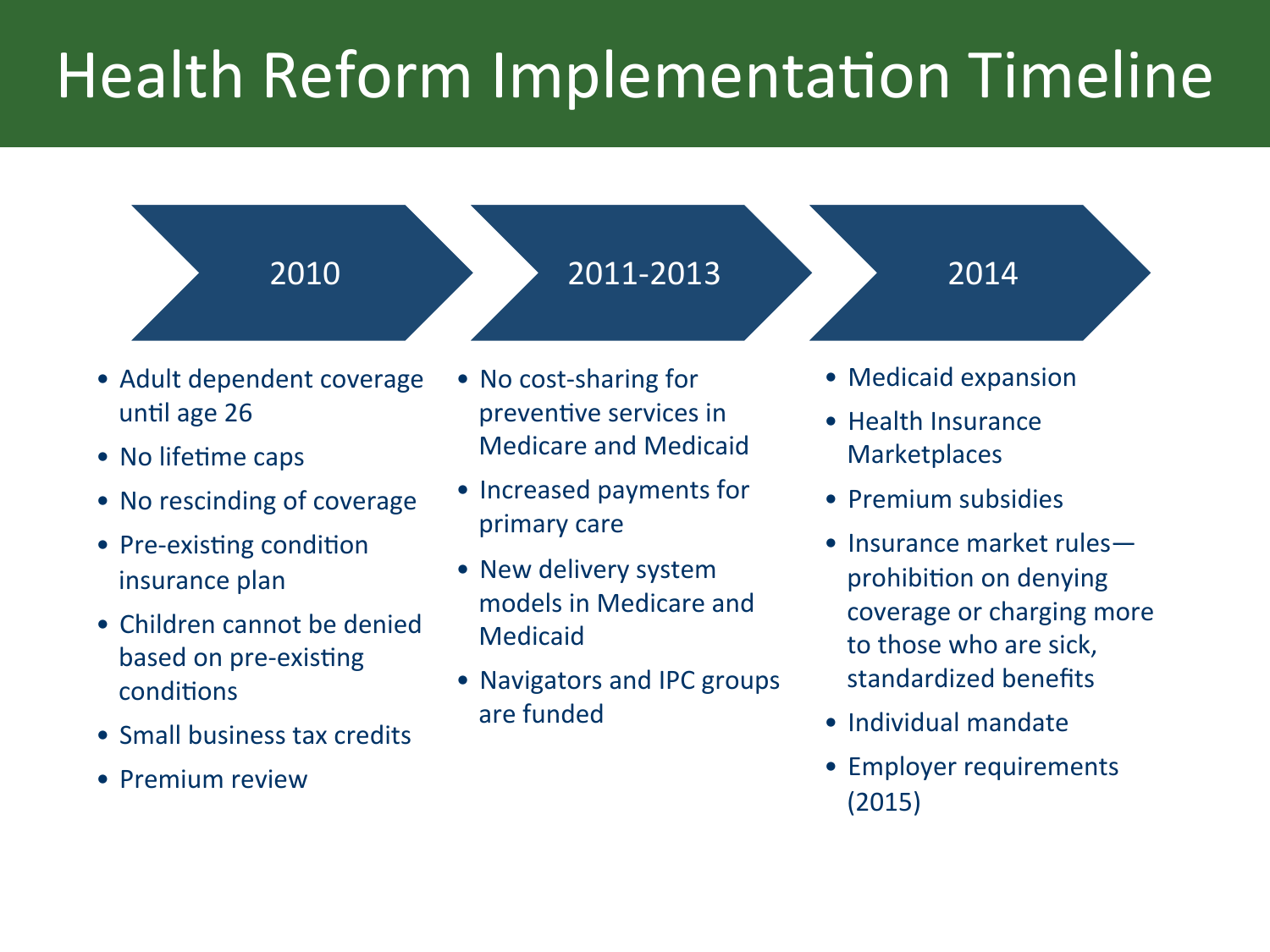# Health Reform Implementation Timeline

## 2010

- Adult dependent coverage until age 26
- No lifetime caps
- No rescinding of coverage
- Pre-existing condition insurance plan
- Children cannot be denied based on pre-existing conditions
- Small business tax credits
- Premium review

## 2011-2013

- No cost-sharing for preventive services in Medicare and Medicaid
- Increased payments for primary care
- New delivery system models in Medicare and Medicaid
- Navigators and IPC groups are funded

## 2014

- Medicaid expansion
- Health Insurance Marketplaces
- Premium subsidies
- Insurance market rules—prohibition on denying coverage or charging more to those who are sick, standardized benefits
- Individual mandate
- Employer requirements (2015)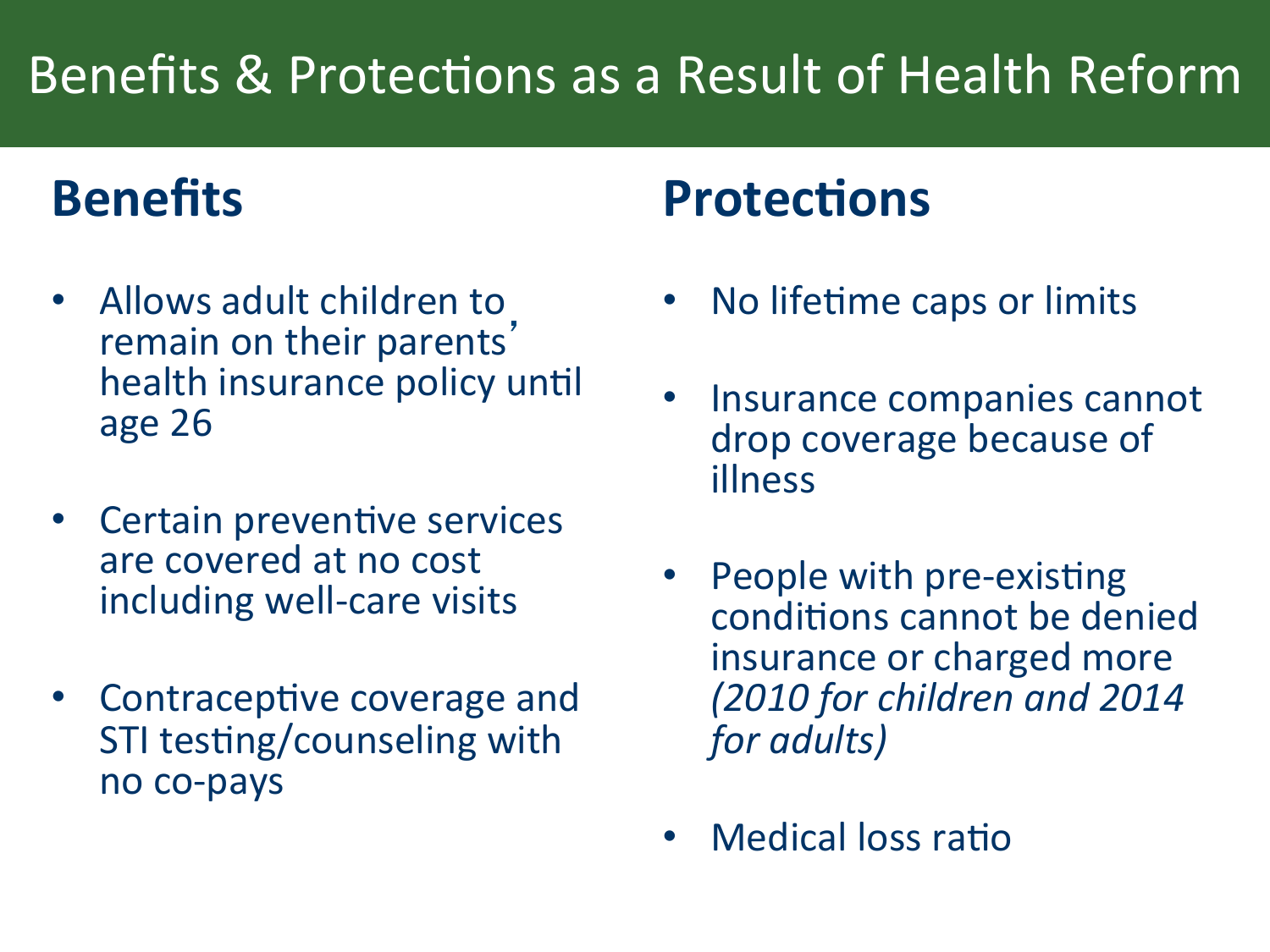# Benefits & Protections as a Result of Health Reform

## Benefits

- Allows adult children to remain on their parents' health insurance policy until age 26
- Certain preventive services are covered at no cost including well-care visits
- Contraceptive coverage and STI testing/counseling with no co-pays

## Protections

- No lifetime caps or limits
- Insurance companies cannot drop coverage because of illness
- People with pre-existing conditions cannot be denied insurance or charged more *(2010 for children and 2014 for adults)*
- Medical loss ratio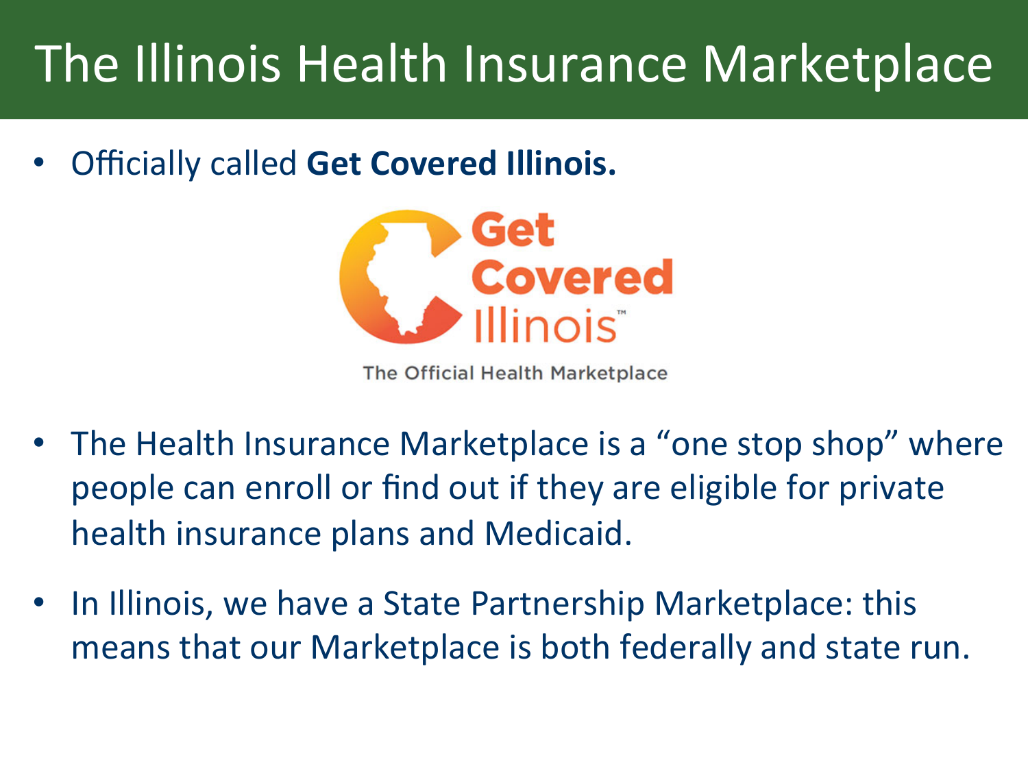# The Illinois Health Insurance Marketplace

- Officially called **Get Covered Illinois.**

Get Covered Illinois™

The Official Health Marketplace

- The Health Insurance Marketplace is a “one stop shop” where people can enroll or find out if they are eligible for private health insurance plans and Medicaid.
- In Illinois, we have a State Partnership Marketplace: this means that our Marketplace is both federally and state run.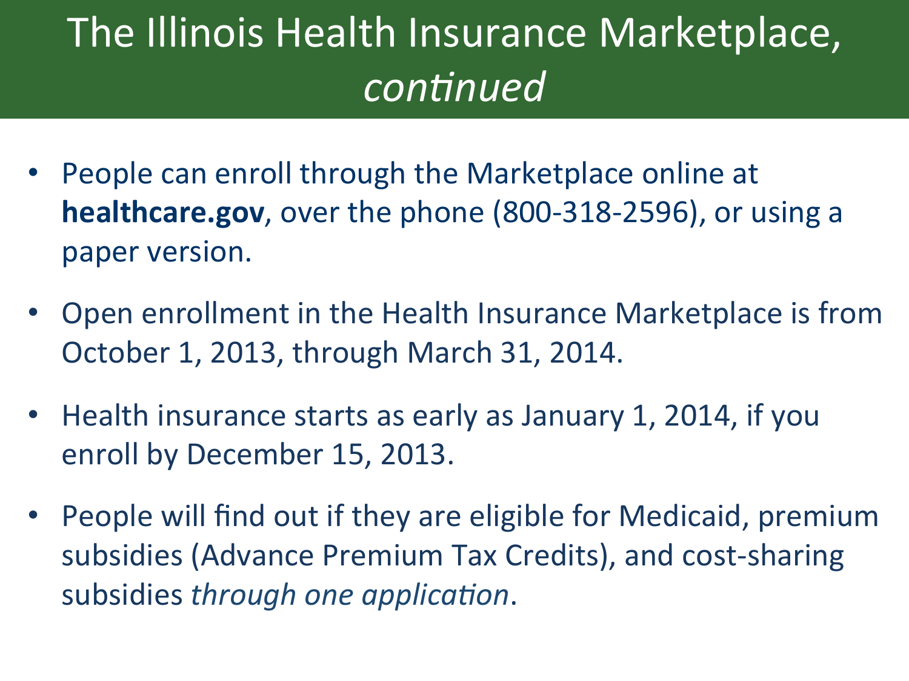# The Illinois Health Insurance Marketplace, *continued*

- People can enroll through the Marketplace online at **healthcare.gov**, over the phone (800-318-2596), or using a paper version.
- Open enrollment in the Health Insurance Marketplace is from October 1, 2013, through March 31, 2014.
- Health insurance starts as early as January 1, 2014, if you enroll by December 15, 2013.
- People will find out if they are eligible for Medicaid, premium subsidies (Advance Premium Tax Credits), and cost-sharing subsidies *through one application*.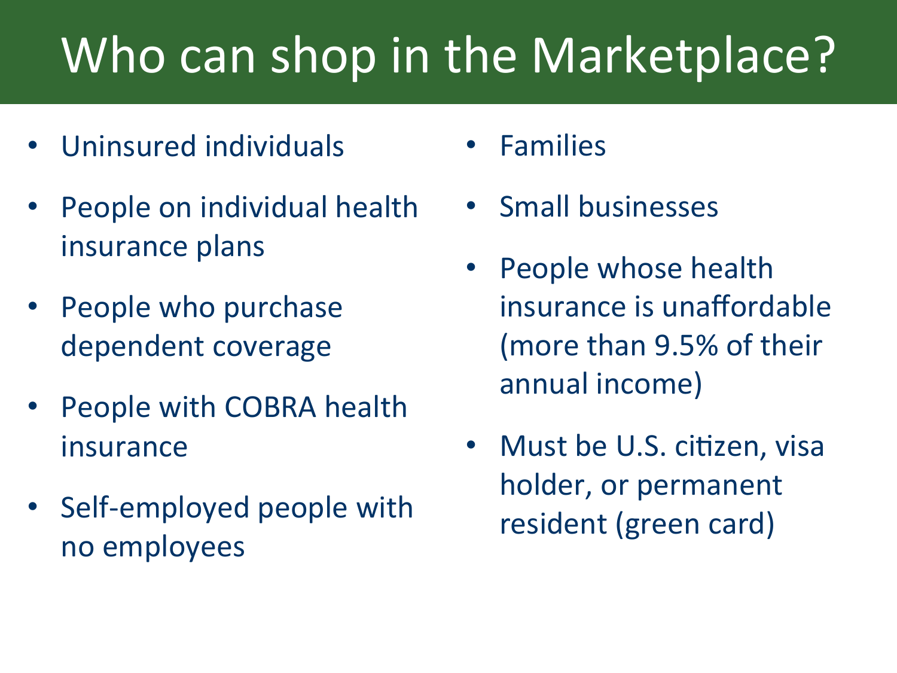# Who can shop in the Marketplace?

- Uninsured individuals
- People on individual health insurance plans
- People who purchase dependent coverage
- People with COBRA health insurance
- Self-employed people with no employees
- Families
- Small businesses
- People whose health insurance is unaffordable (more than 9.5% of their annual income)
- Must be U.S. citizen, visa holder, or permanent resident (green card)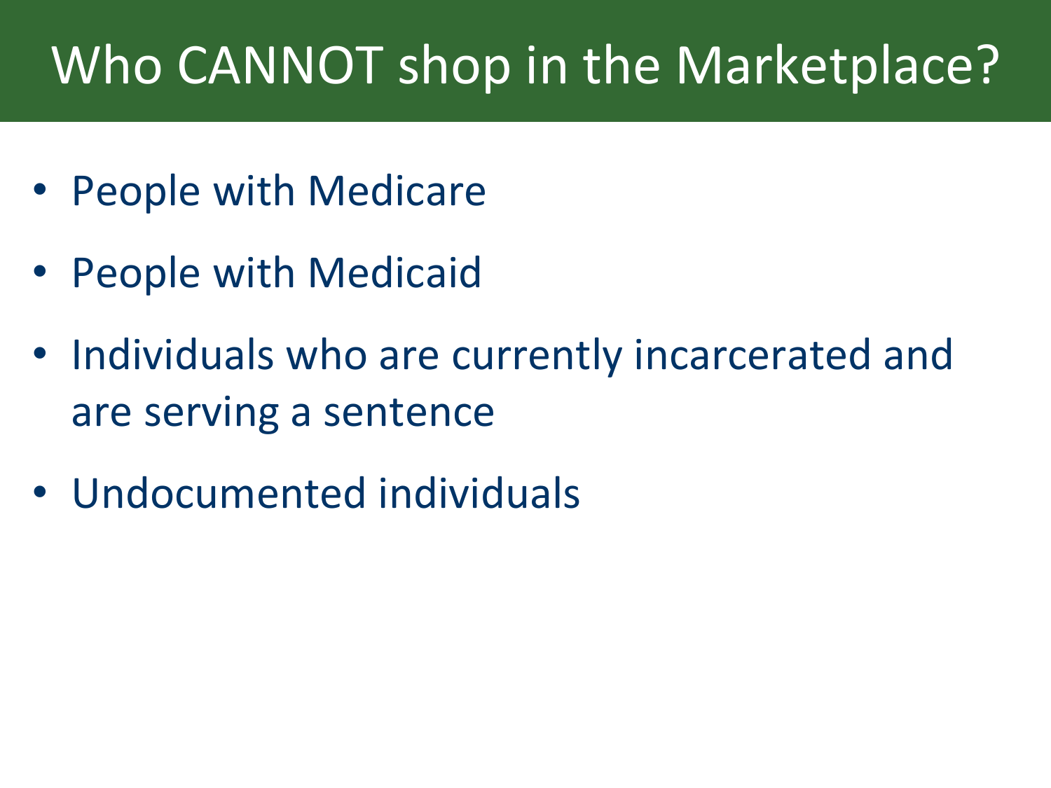# Who CANNOT shop in the Marketplace?

- People with Medicare
- People with Medicaid
- Individuals who are currently incarcerated and are serving a sentence
- Undocumented individuals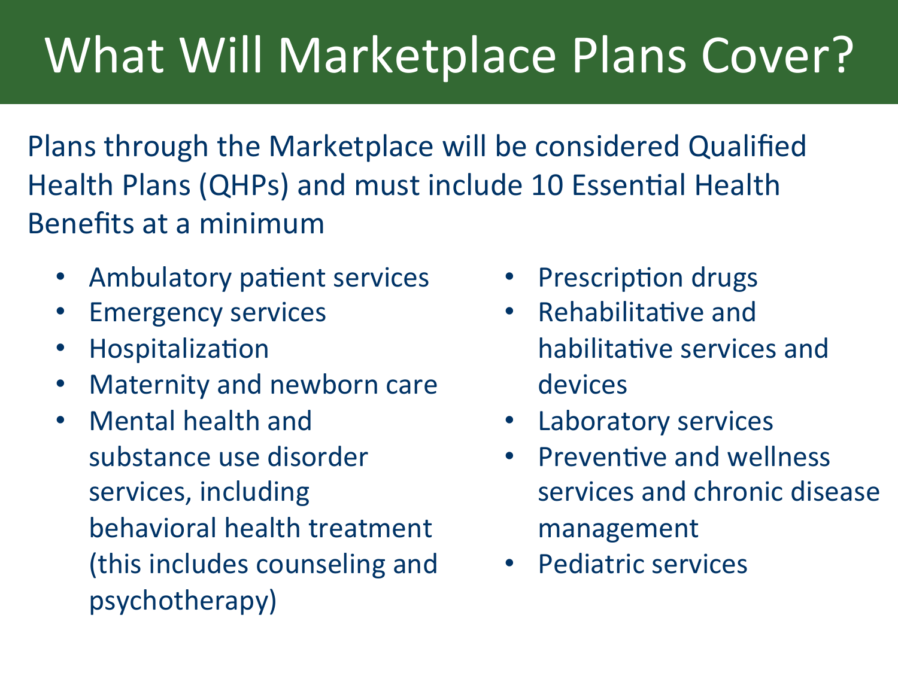# What Will Marketplace Plans Cover?

Plans through the Marketplace will be considered Qualified Health Plans (QHPs) and must include 10 Essential Health Benefits at a minimum

- Ambulatory patient services
- Emergency services
- Hospitalization
- Maternity and newborn care
- Mental health and substance use disorder services, including behavioral health treatment (this includes counseling and psychotherapy)
- Prescription drugs
- Rehabilitative and habilitative services and devices
- Laboratory services
- Preventive and wellness services and chronic disease management
- Pediatric services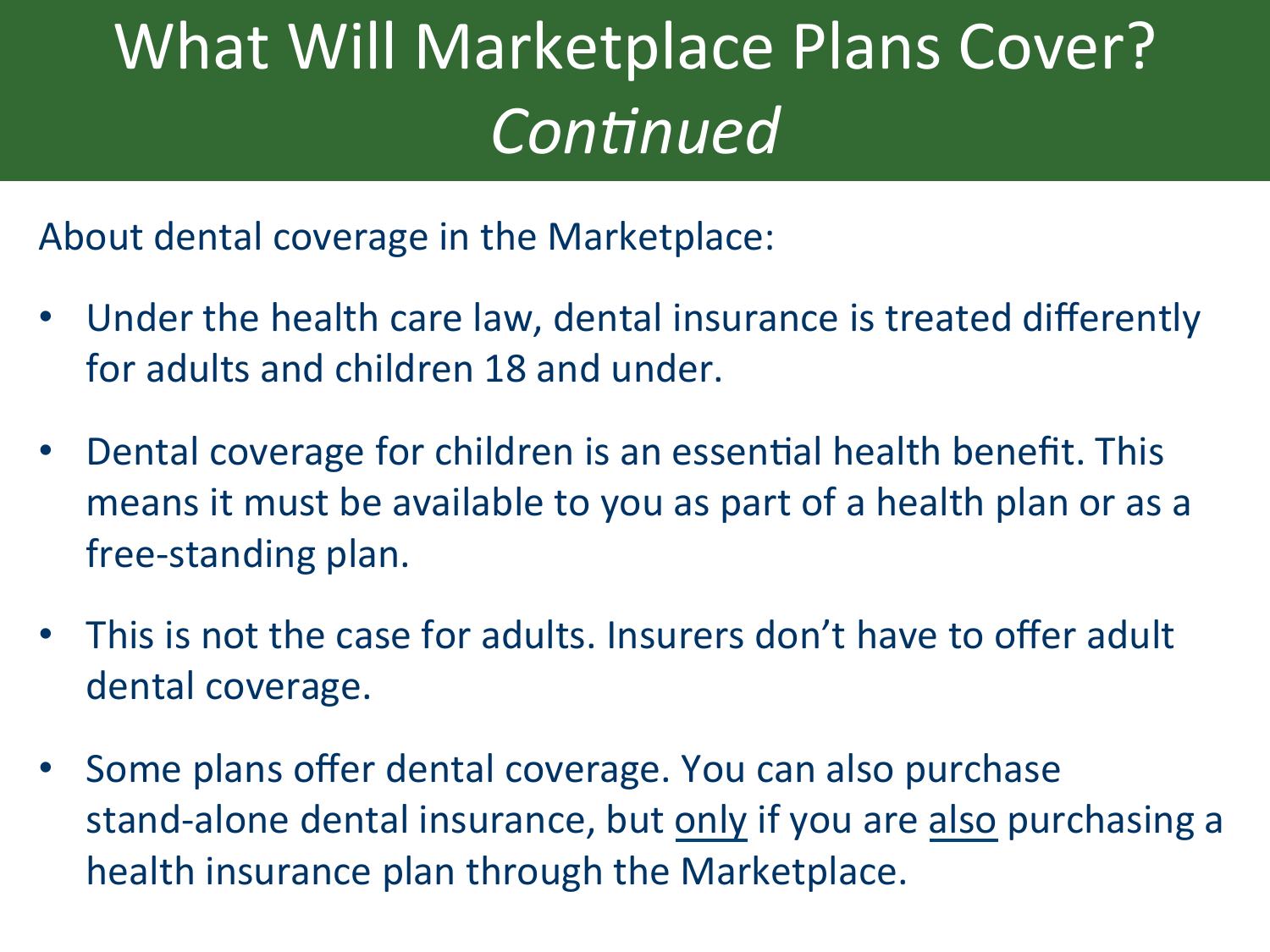# What Will Marketplace Plans Cover? *Continued*

About dental coverage in the Marketplace:

- Under the health care law, dental insurance is treated differently for adults and children 18 and under.
- Dental coverage for children is an essential health benefit. This means it must be available to you as part of a health plan or as a free-standing plan.
- This is not the case for adults. Insurers don't have to offer adult dental coverage.
- Some plans offer dental coverage. You can also purchase stand-alone dental insurance, but <u>only</u> if you are <u>also</u> purchasing a health insurance plan through the Marketplace.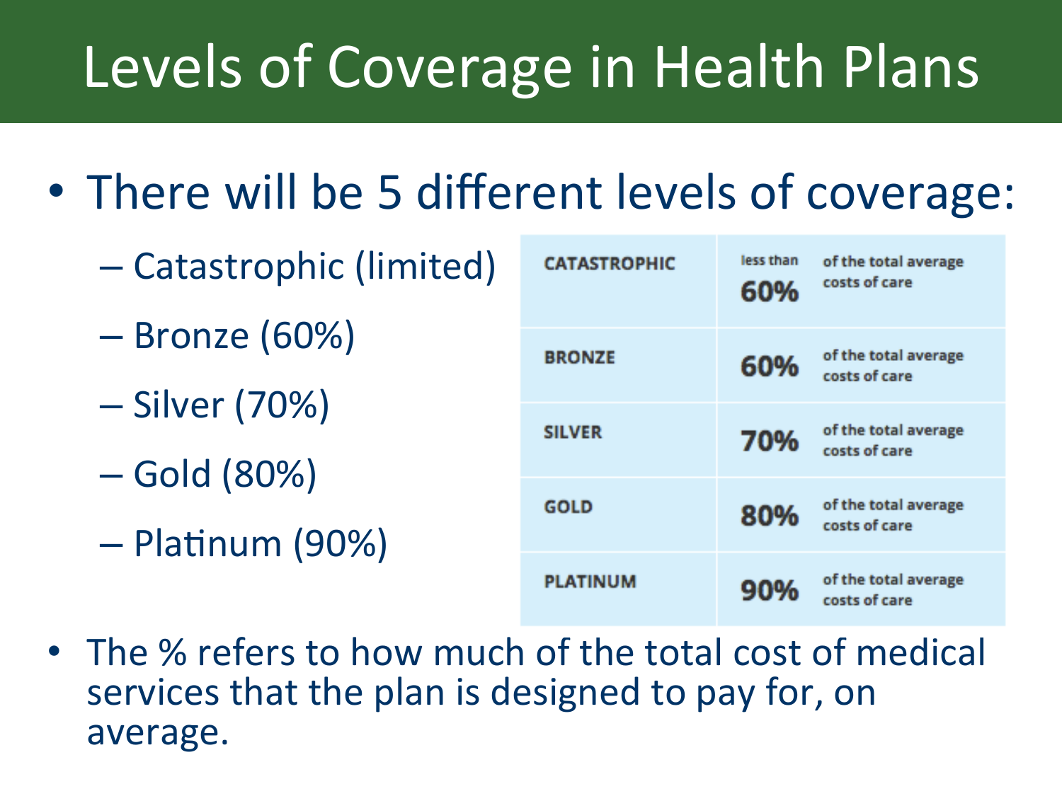# Levels of Coverage in Health Plans

- There will be 5 different levels of coverage:
  - Catastrophic (limited)
  - Bronze (60%)
  - Silver (70%)
  - Gold (80%)
  - Platinum (90%)

| | | |
|---|---|---|
| CATASTROPHIC | less than 60% | of the total average costs of care |
| BRONZE | 60% | of the total average costs of care |
| SILVER | 70% | of the total average costs of care |
| GOLD | 80% | of the total average costs of care |
| PLATINUM | 90% | of the total average costs of care |

- The % refers to how much of the total cost of medical services that the plan is designed to pay for, on average.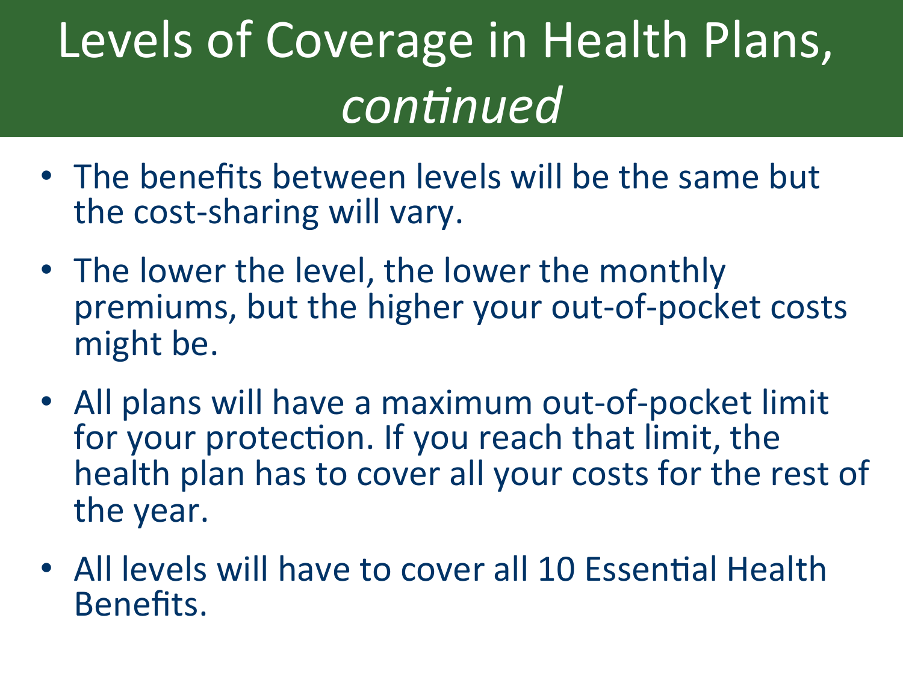# Levels of Coverage in Health Plans, *continued*

- The benefits between levels will be the same but the cost-sharing will vary.
- The lower the level, the lower the monthly premiums, but the higher your out-of-pocket costs might be.
- All plans will have a maximum out-of-pocket limit for your protection. If you reach that limit, the health plan has to cover all your costs for the rest of the year.
- All levels will have to cover all 10 Essential Health Benefits.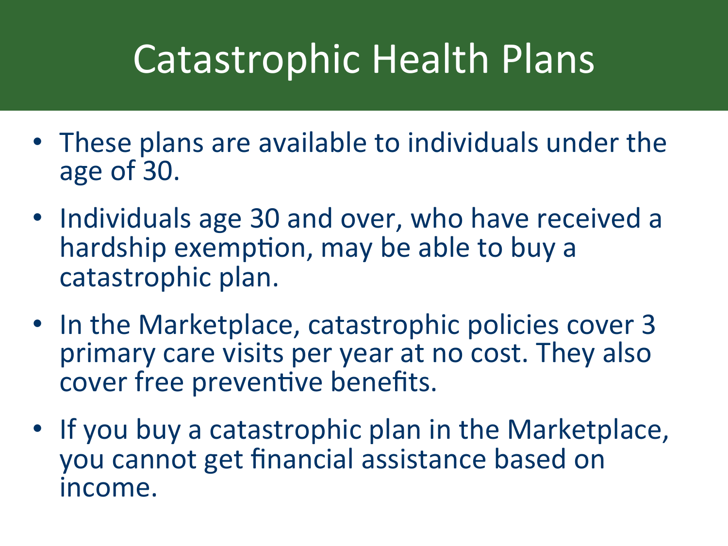# Catastrophic Health Plans

- These plans are available to individuals under the age of 30.
- Individuals age 30 and over, who have received a hardship exemption, may be able to buy a catastrophic plan.
- In the Marketplace, catastrophic policies cover 3 primary care visits per year at no cost. They also cover free preventive benefits.
- If you buy a catastrophic plan in the Marketplace, you cannot get financial assistance based on income.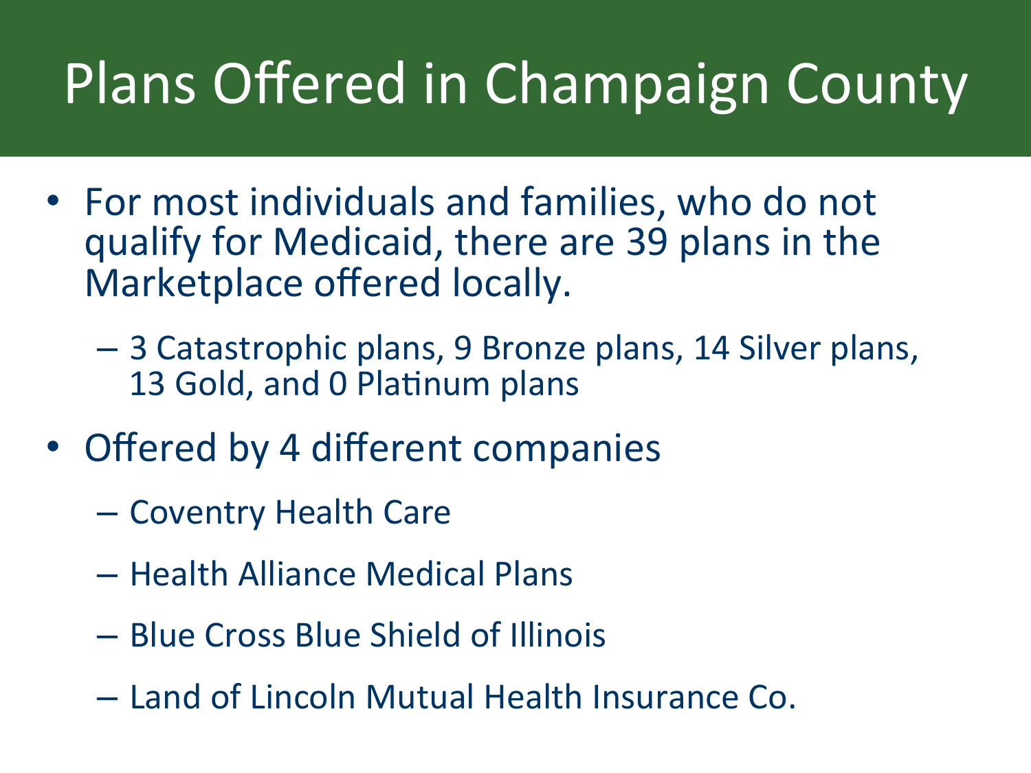# Plans Offered in Champaign County

- For most individuals and families, who do not qualify for Medicaid, there are 39 plans in the Marketplace offered locally.
  - 3 Catastrophic plans, 9 Bronze plans, 14 Silver plans, 13 Gold, and 0 Platinum plans
- Offered by 4 different companies
  - Coventry Health Care
  - Health Alliance Medical Plans
  - Blue Cross Blue Shield of Illinois
  - Land of Lincoln Mutual Health Insurance Co.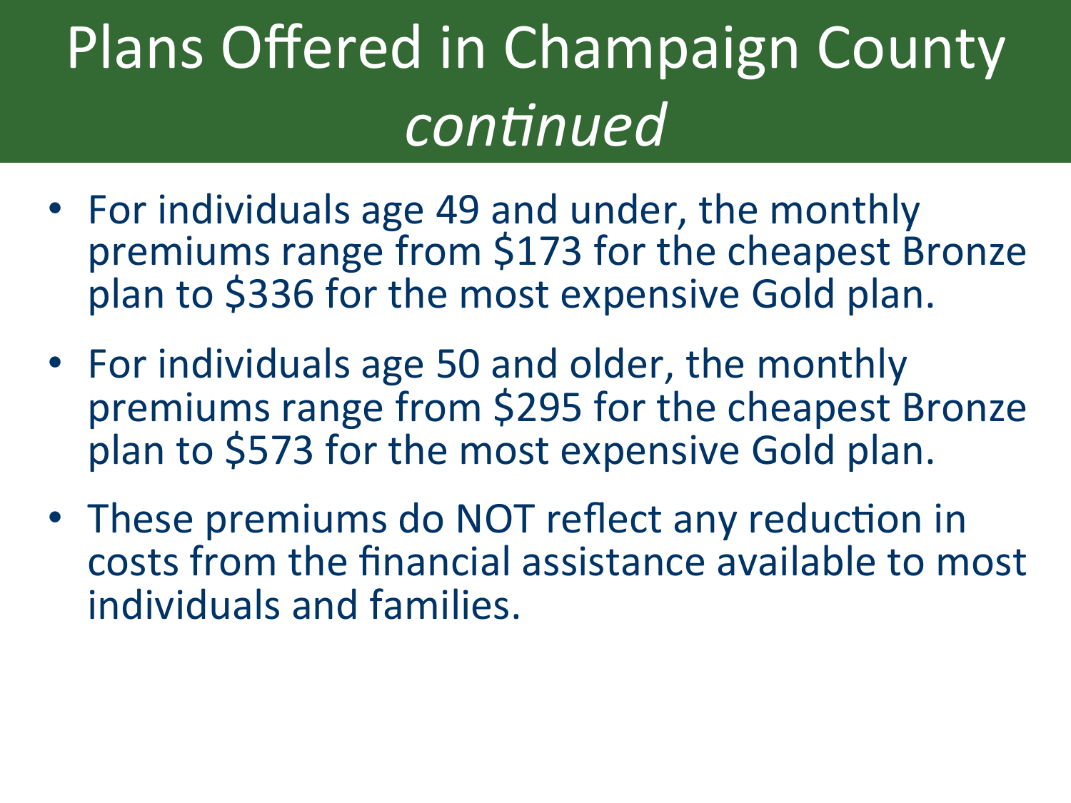# Plans Offered in Champaign County *continued*

- For individuals age 49 and under, the monthly premiums range from $173 for the cheapest Bronze plan to $336 for the most expensive Gold plan.
- For individuals age 50 and older, the monthly premiums range from $295 for the cheapest Bronze plan to $573 for the most expensive Gold plan.
- These premiums do NOT reflect any reduction in costs from the financial assistance available to most individuals and families.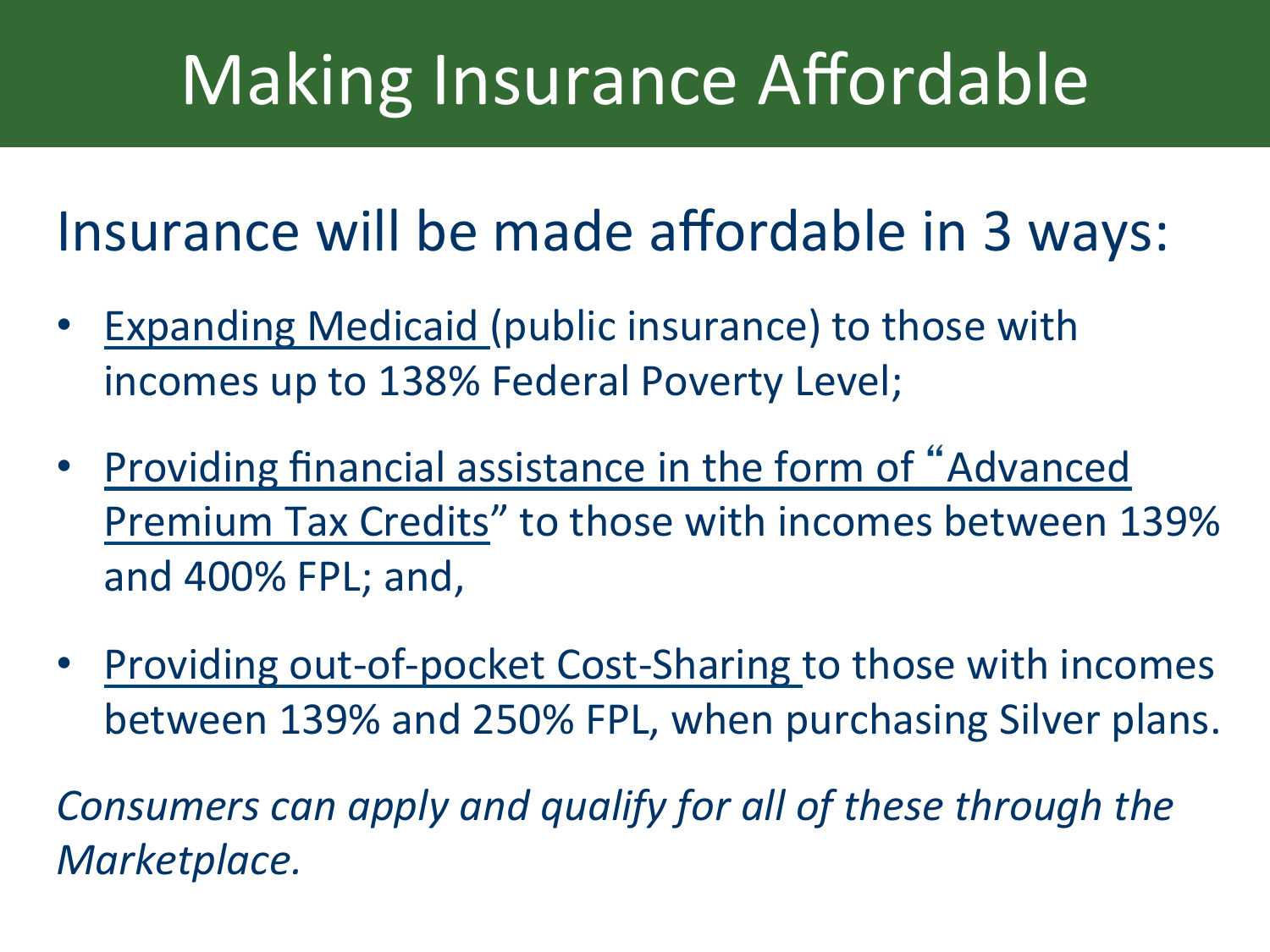# Making Insurance Affordable

Insurance will be made affordable in 3 ways:

- Expanding Medicaid (public insurance) to those with incomes up to 138% Federal Poverty Level;
- Providing financial assistance in the form of "Advanced Premium Tax Credits" to those with incomes between 139% and 400% FPL; and,
- Providing out-of-pocket Cost-Sharing to those with incomes between 139% and 250% FPL, when purchasing Silver plans.

*Consumers can apply and qualify for all of these through the Marketplace.*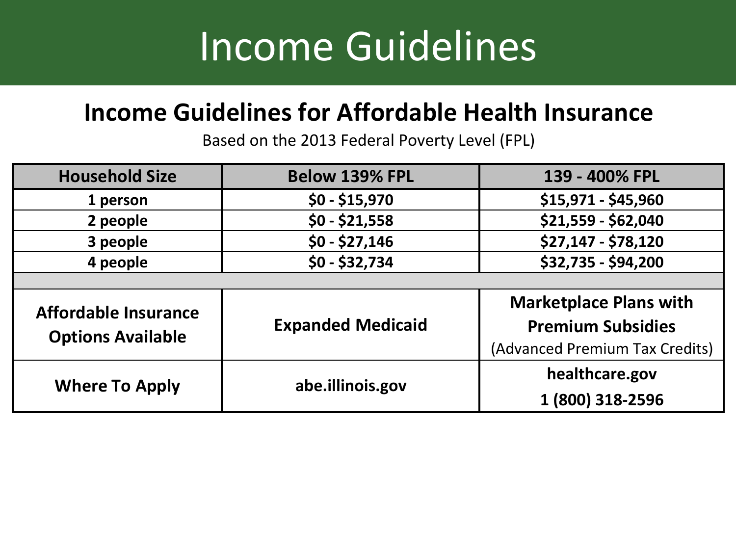# Income Guidelines

## Income Guidelines for Affordable Health Insurance

Based on the 2013 Federal Poverty Level (FPL)

| Household Size | Below 139% FPL | 139 - 400% FPL |
|---|---|---|
| 1 person | $0 - $15,970 | $15,971 - $45,960 |
| 2 people | $0 - $21,558 | $21,559 - $62,040 |
| 3 people | $0 - $27,146 | $27,147 - $78,120 |
| 4 people | $0 - $32,734 | $32,735 - $94,200 |
| | | |
| **Affordable Insurance Options Available** | **Expanded Medicaid** | **Marketplace Plans with Premium Subsidies** (Advanced Premium Tax Credits) |
| **Where To Apply** | **abe.illinois.gov** | **healthcare.gov** **1 (800) 318-2596** |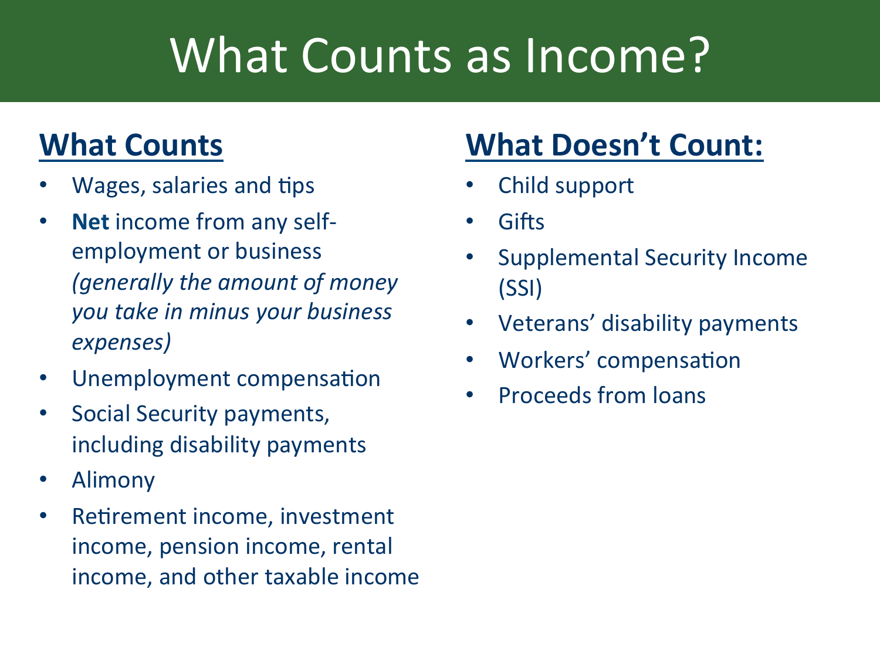# What Counts as Income?

## What Counts

- Wages, salaries and tips
- **Net** income from any self-employment or business *(generally the amount of money you take in minus your business expenses)*
- Unemployment compensation
- Social Security payments, including disability payments
- Alimony
- Retirement income, investment income, pension income, rental income, and other taxable income

## What Doesn't Count:

- Child support
- Gifts
- Supplemental Security Income (SSI)
- Veterans' disability payments
- Workers' compensation
- Proceeds from loans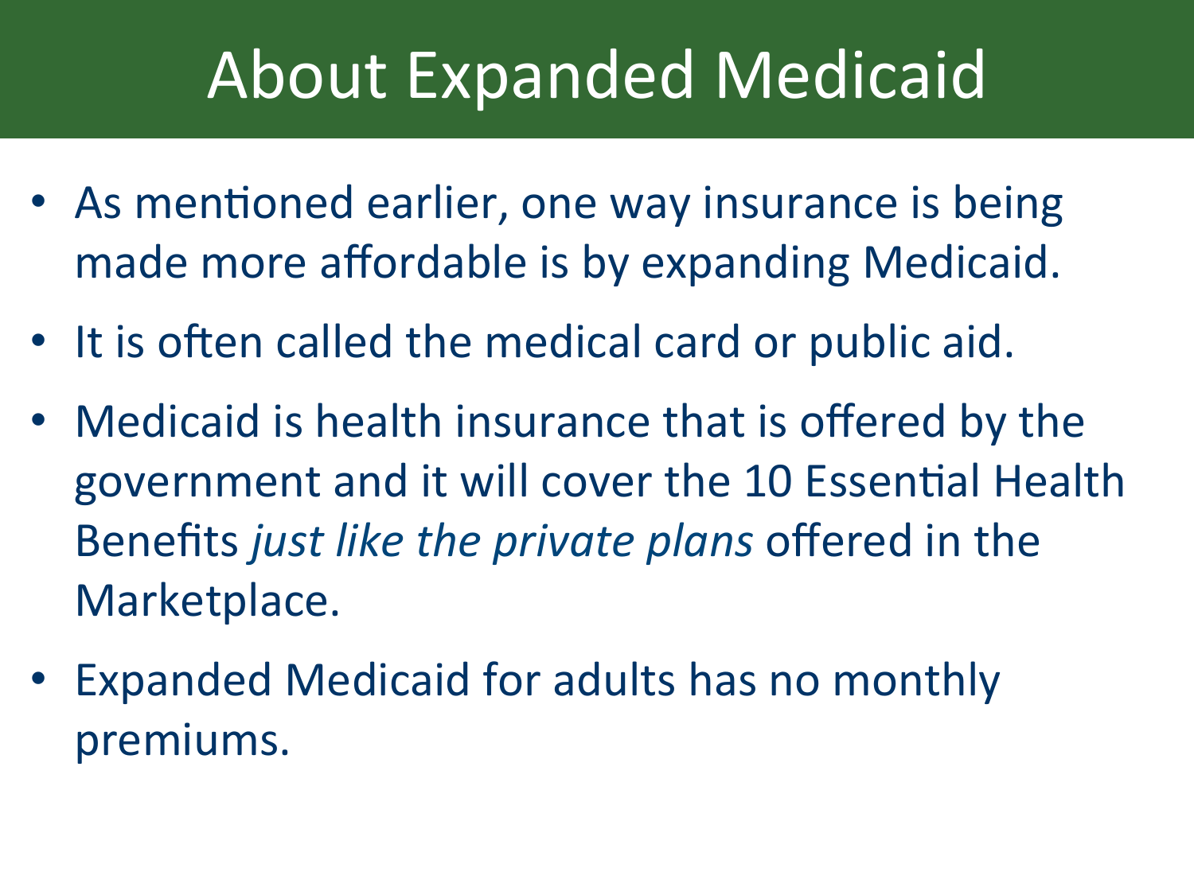# About Expanded Medicaid

- As mentioned earlier, one way insurance is being made more affordable is by expanding Medicaid.
- It is often called the medical card or public aid.
- Medicaid is health insurance that is offered by the government and it will cover the 10 Essential Health Benefits *just like the private plans* offered in the Marketplace.
- Expanded Medicaid for adults has no monthly premiums.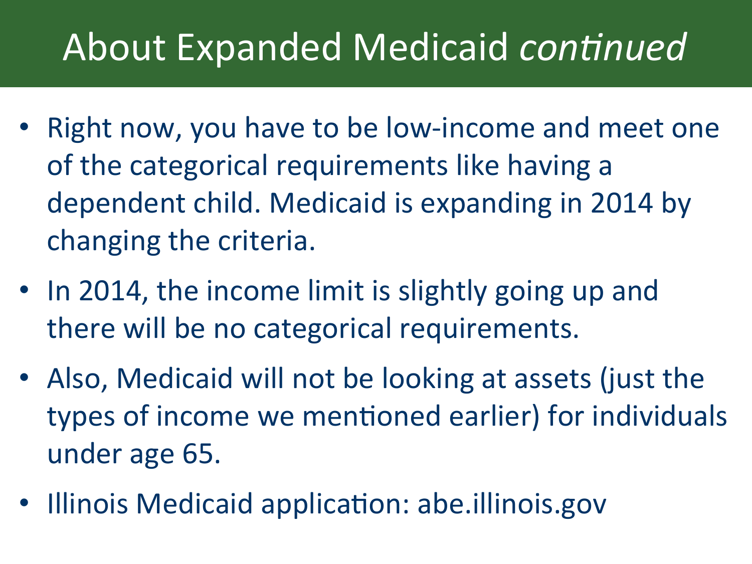# About Expanded Medicaid *continued*

- Right now, you have to be low-income and meet one of the categorical requirements like having a dependent child. Medicaid is expanding in 2014 by changing the criteria.
- In 2014, the income limit is slightly going up and there will be no categorical requirements.
- Also, Medicaid will not be looking at assets (just the types of income we mentioned earlier) for individuals under age 65.
- Illinois Medicaid application: abe.illinois.gov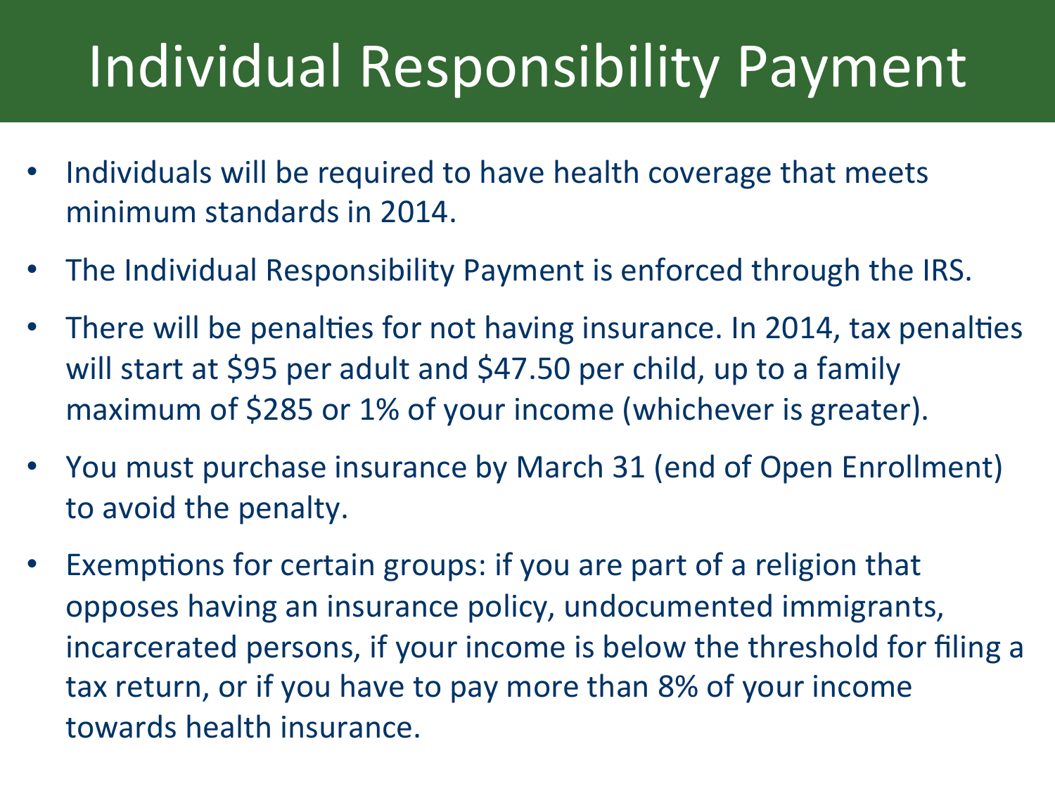# Individual Responsibility Payment

- Individuals will be required to have health coverage that meets minimum standards in 2014.
- The Individual Responsibility Payment is enforced through the IRS.
- There will be penalties for not having insurance. In 2014, tax penalties will start at $95 per adult and $47.50 per child, up to a family maximum of $285 or 1% of your income (whichever is greater).
- You must purchase insurance by March 31 (end of Open Enrollment) to avoid the penalty.
- Exemptions for certain groups: if you are part of a religion that opposes having an insurance policy, undocumented immigrants, incarcerated persons, if your income is below the threshold for filing a tax return, or if you have to pay more than 8% of your income towards health insurance.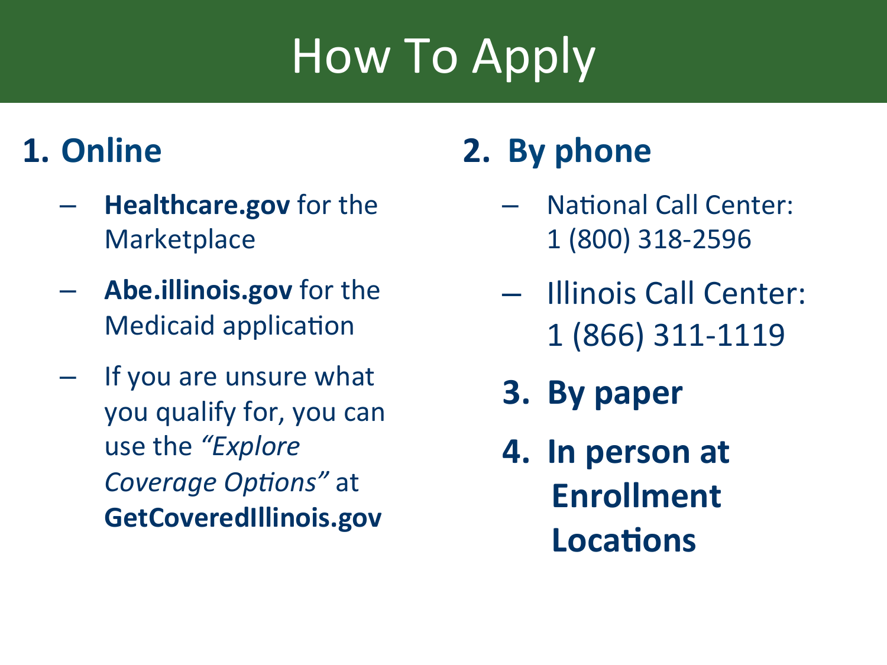# How To Apply

## 1. Online

- **Healthcare.gov** for the Marketplace
- **Abe.illinois.gov** for the Medicaid application
- If you are unsure what you qualify for, you can use the *"Explore Coverage Options"* at **GetCoveredIllinois.gov**

## 2. By phone

- National Call Center: 1 (800) 318-2596
- Illinois Call Center: 1 (866) 311-1119

## 3. By paper

## 4. In person at Enrollment Locations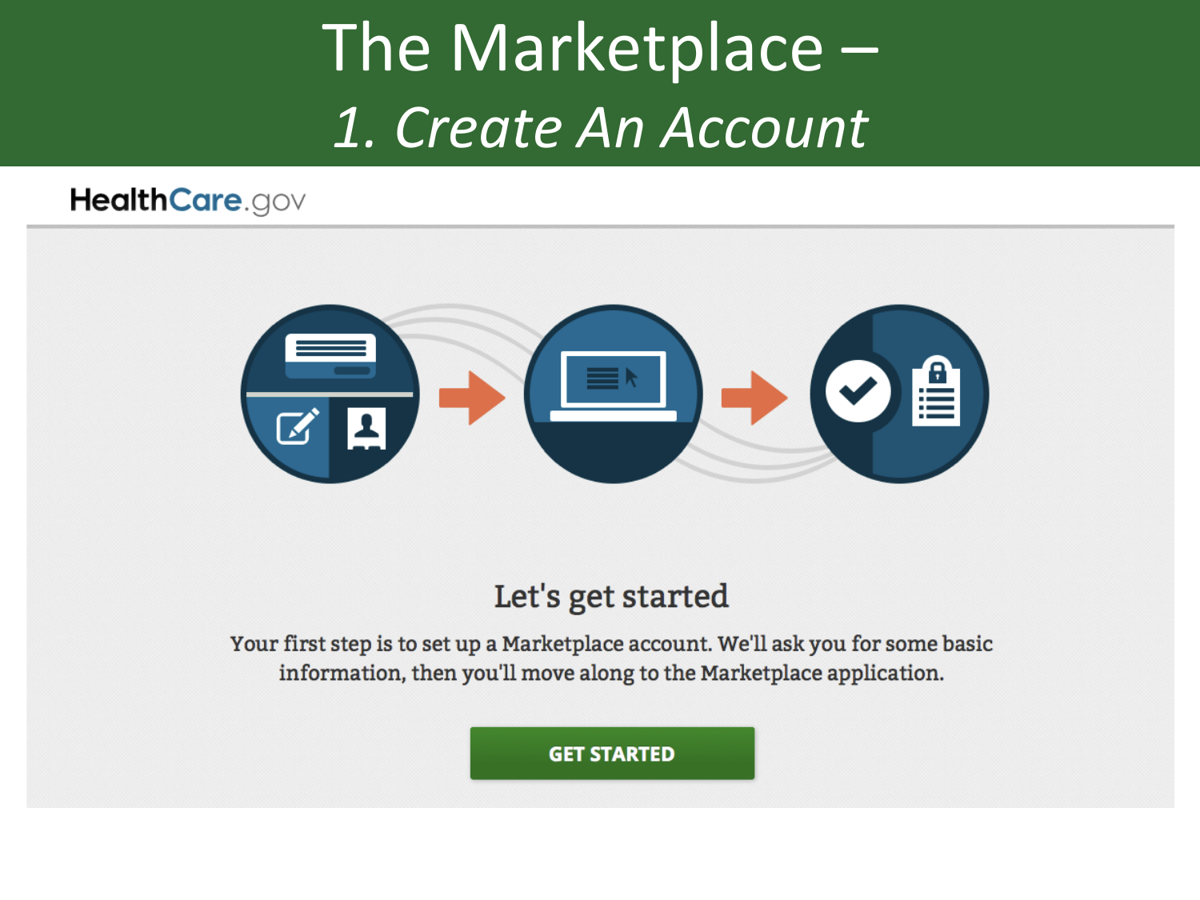# The Marketplace –

## *1. Create An Account*

HealthCare.gov

### Let's get started

Your first step is to set up a Marketplace account. We'll ask you for some basic information, then you'll move along to the Marketplace application.

**GET STARTED**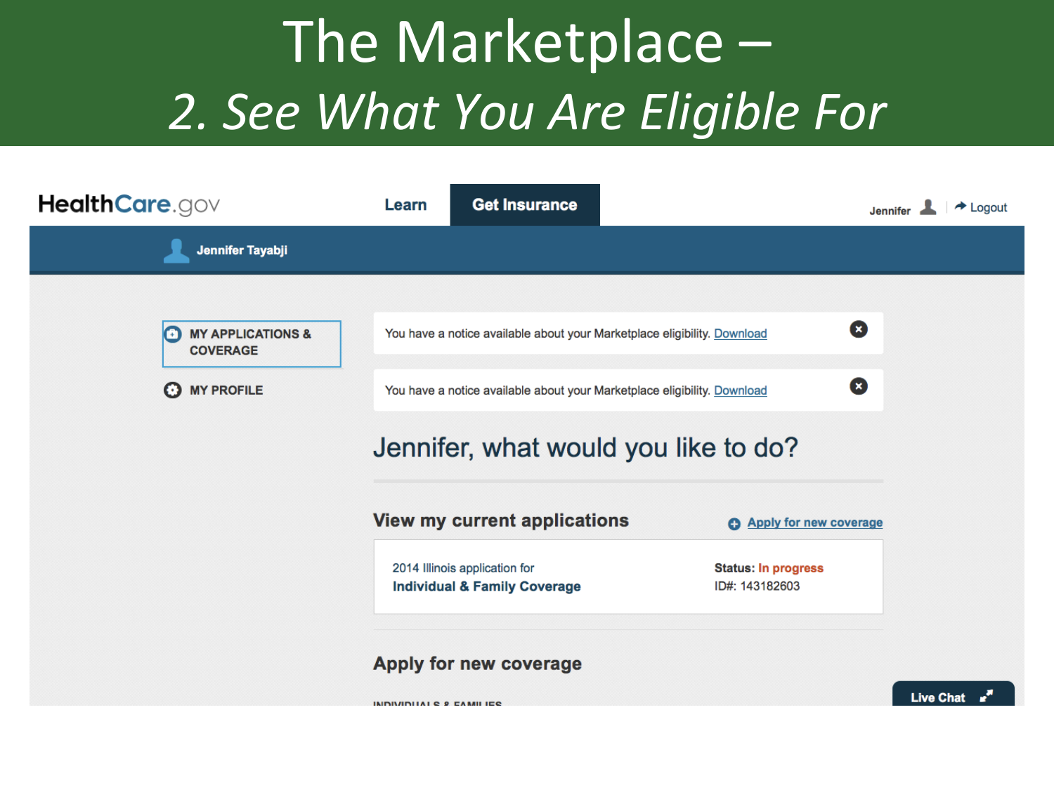# The Marketplace –

## *2. See What You Are Eligible For*

HealthCare.gov

Learn | Get Insurance

Jennifer | Logout

Jennifer Tayabji

**MY APPLICATIONS & COVERAGE**

**MY PROFILE**

You have a notice available about your Marketplace eligibility. Download

You have a notice available about your Marketplace eligibility. Download

## Jennifer, what would you like to do?

### View my current applications

Apply for new coverage

2014 Illinois application for
**Individual & Family Coverage**

**Status:** In progress
ID#: 143182603

### Apply for new coverage

INDIVIDUALS & FAMILIES

Live Chat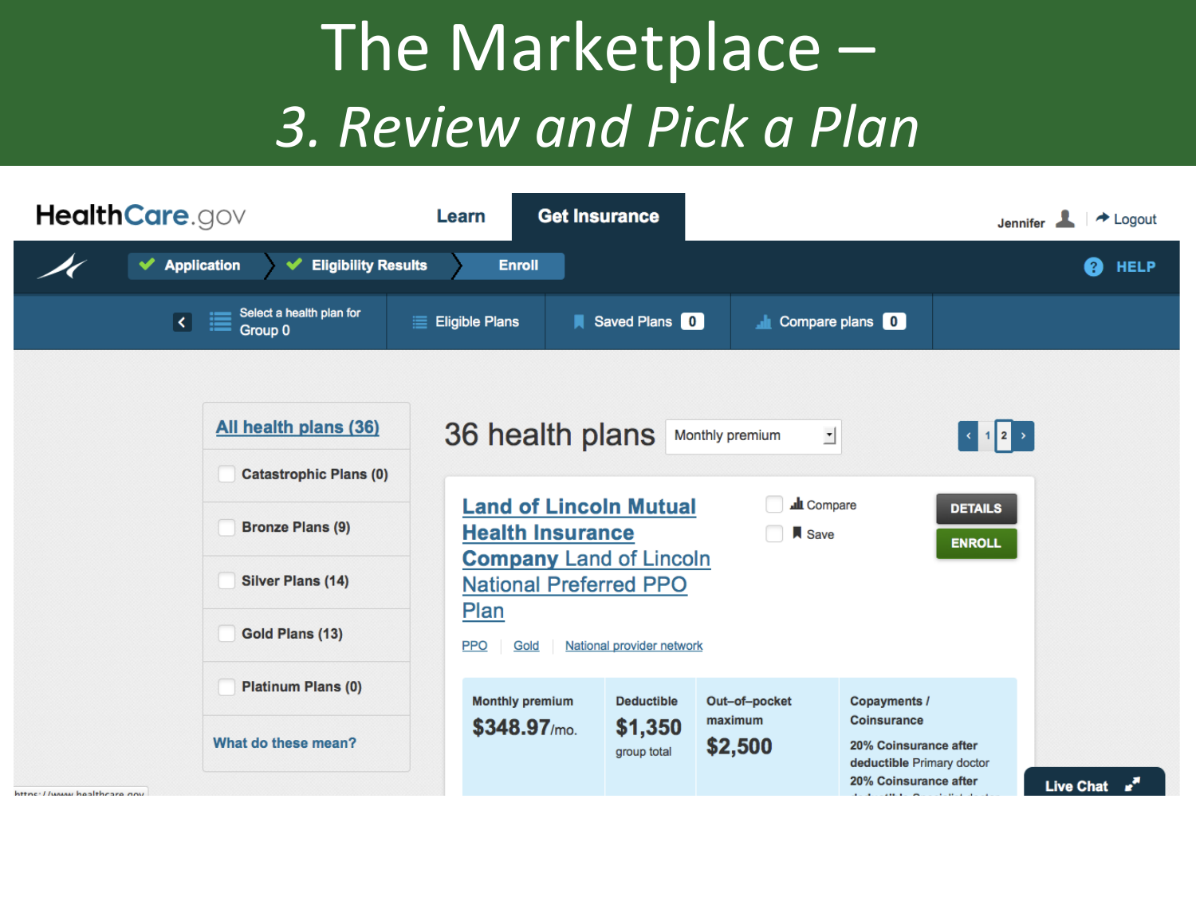# The Marketplace –

## *3. Review and Pick a Plan*

HealthCare.gov

Learn | Get Insurance

Jennifer | Logout

Application | Eligibility Results | Enroll

HELP

Select a health plan for Group 0 | Eligible Plans | Saved Plans 0 | Compare plans 0

**All health plans (36)**

- Catastrophic Plans (0)
- Bronze Plans (9)
- Silver Plans (14)
- Gold Plans (13)
- Platinum Plans (0)

What do these mean?

## 36 health plans

Monthly premium

1 2

**Land of Lincoln Mutual Health Insurance Company** Land of Lincoln National Preferred PPO Plan

Compare | Save | DETAILS | ENROLL

PPO | Gold | National provider network

| Monthly premium | Deductible | Out-of-pocket maximum | Copayments / Coinsurance |
|---|---|---|---|
| **$348.97**/mo. | **$1,350** group total | **$2,500** | 20% Coinsurance after deductible Primary doctor; 20% Coinsurance after ... |

Live Chat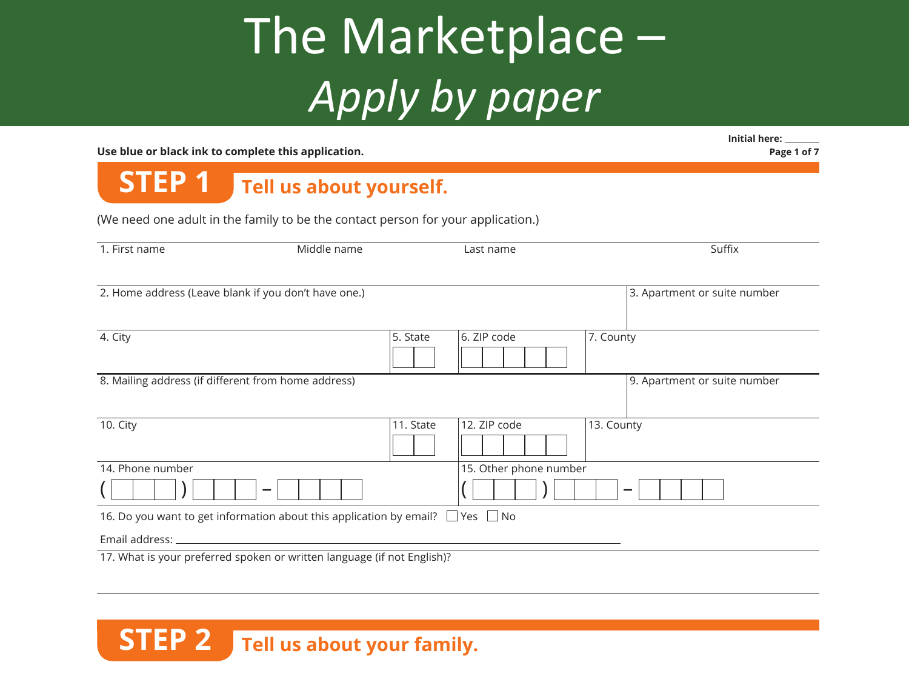# The Marketplace – *Apply by paper*

Initial here: _______

**Use blue or black ink to complete this application.**

## STEP 1 Tell us about yourself.

(We need one adult in the family to be the contact person for your application.)

| 1. First name | Middle name | Last name | Suffix |
|---|---|---|---|
| | | | |

| 2. Home address (Leave blank if you don't have one.) | | | 3. Apartment or suite number |
|---|---|---|---|
| 4. City | 5. State | 6. ZIP code | 7. County |
| 8. Mailing address (if different from home address) | | | 9. Apartment or suite number |
| 10. City | 11. State | 12. ZIP code | 13. County |

| 14. Phone number | 15. Other phone number |
|---|---|
| (   )   – | (   )   – |

16. Do you want to get information about this application by email? ☐ Yes ☐ No

Email address: ______________________________

17. What is your preferred spoken or written language (if not English)?

## STEP 2 Tell us about your family.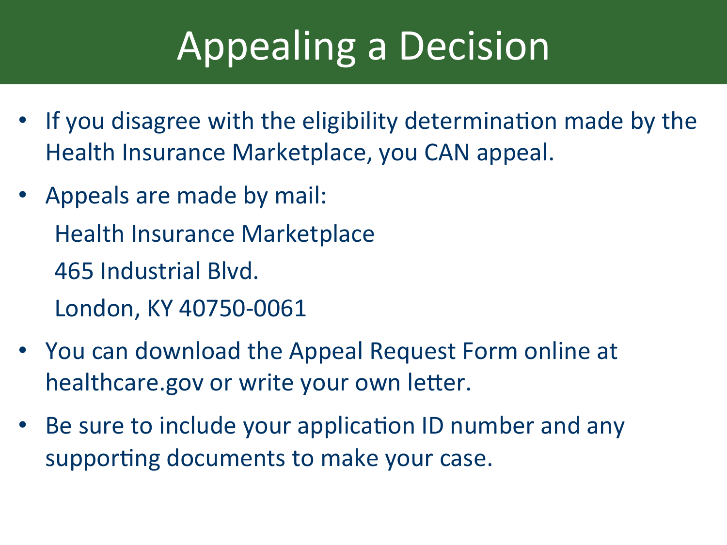# Appealing a Decision

- If you disagree with the eligibility determination made by the Health Insurance Marketplace, you CAN appeal.
- Appeals are made by mail:

  Health Insurance Marketplace

  465 Industrial Blvd.

  London, KY 40750-0061

- You can download the Appeal Request Form online at healthcare.gov or write your own letter.
- Be sure to include your application ID number and any supporting documents to make your case.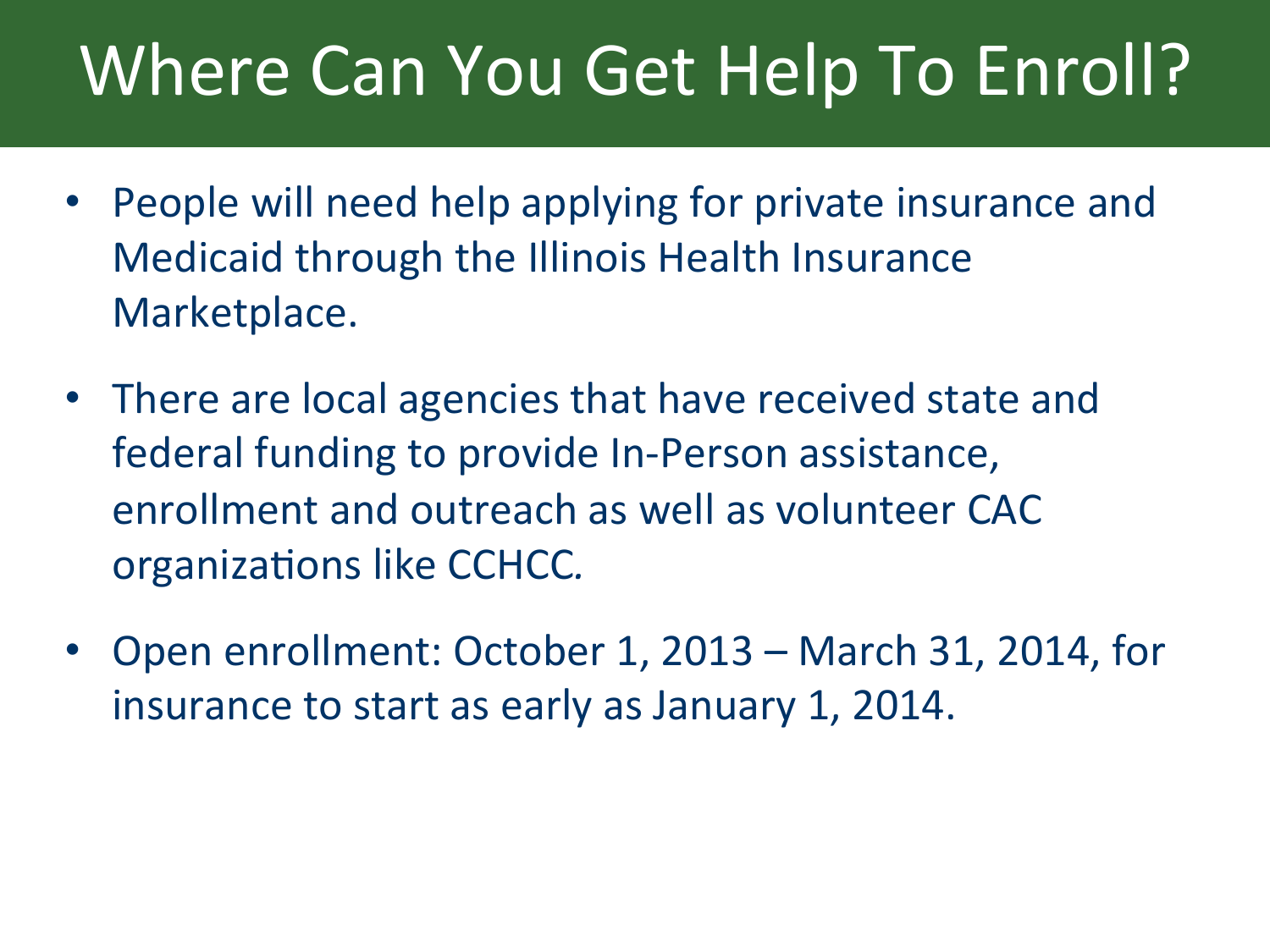# Where Can You Get Help To Enroll?

- People will need help applying for private insurance and Medicaid through the Illinois Health Insurance Marketplace.
- There are local agencies that have received state and federal funding to provide In-Person assistance, enrollment and outreach as well as volunteer CAC organizations like CCHCC.
- Open enrollment: October 1, 2013 – March 31, 2014, for insurance to start as early as January 1, 2014.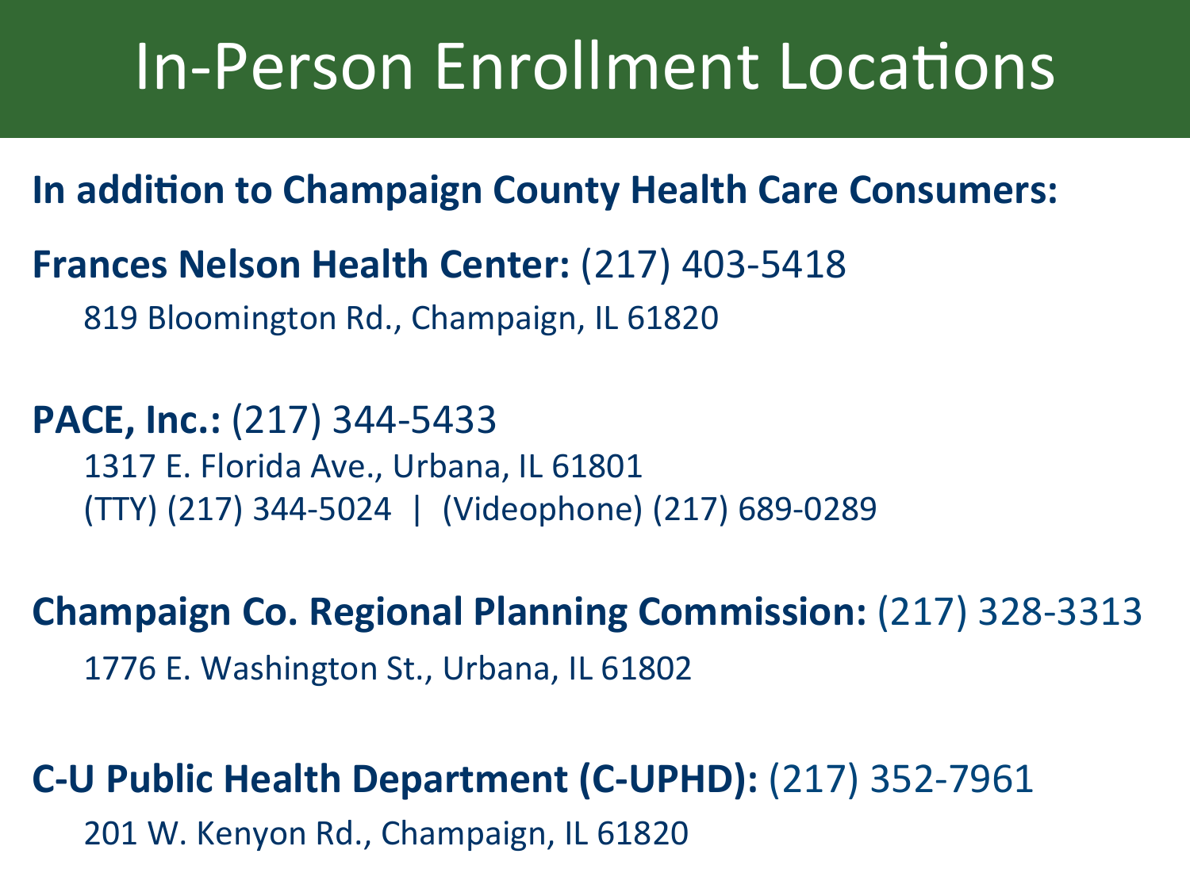# In-Person Enrollment Locations

**In addition to Champaign County Health Care Consumers:**

**Frances Nelson Health Center:** (217) 403-5418

819 Bloomington Rd., Champaign, IL 61820

**PACE, Inc.:** (217) 344-5433

1317 E. Florida Ave., Urbana, IL 61801
(TTY) (217) 344-5024 | (Videophone) (217) 689-0289

**Champaign Co. Regional Planning Commission:** (217) 328-3313

1776 E. Washington St., Urbana, IL 61802

**C-U Public Health Department (C-UPHD):** (217) 352-7961

201 W. Kenyon Rd., Champaign, IL 61820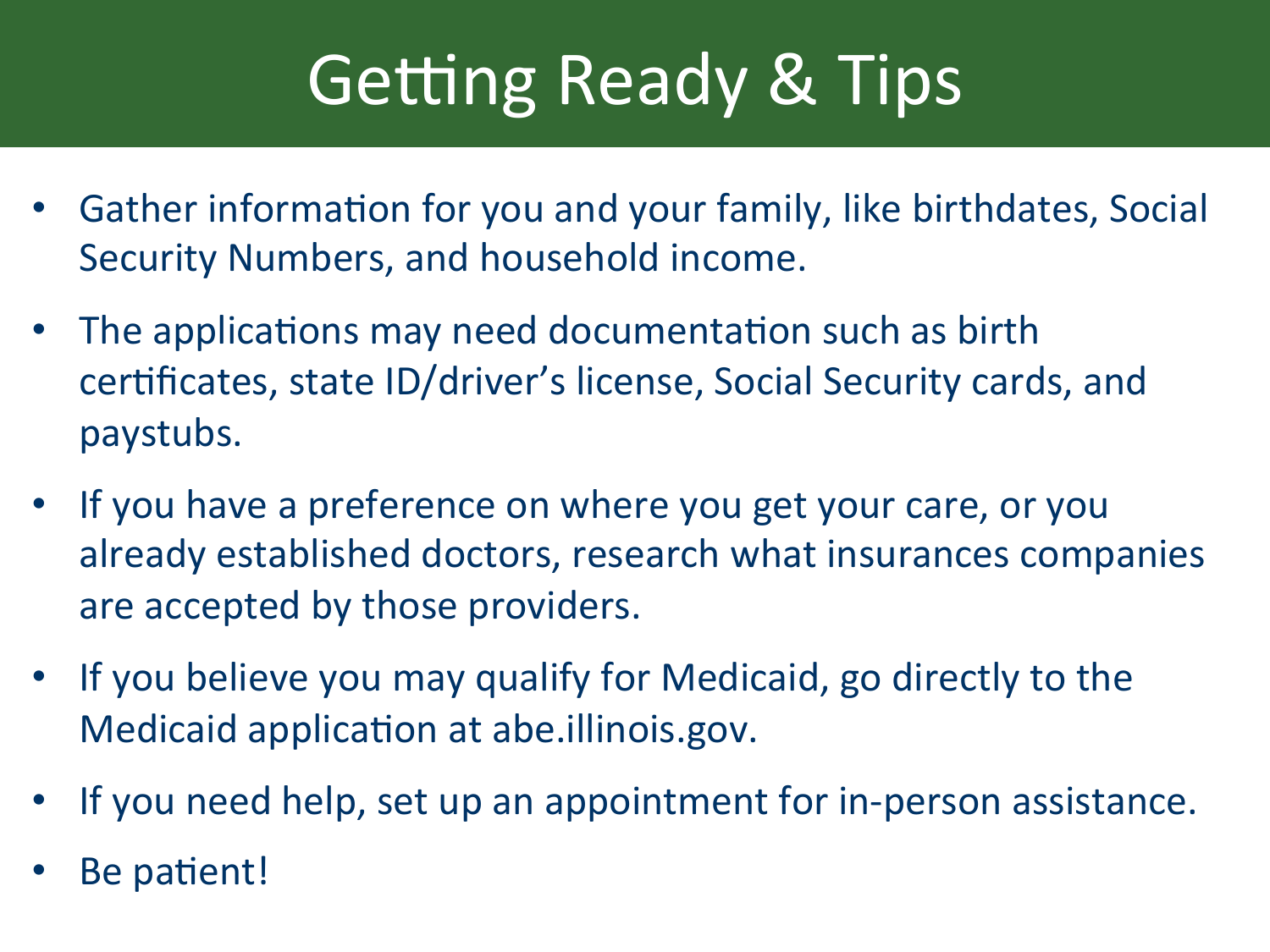# Getting Ready & Tips

- Gather information for you and your family, like birthdates, Social Security Numbers, and household income.
- The applications may need documentation such as birth certificates, state ID/driver's license, Social Security cards, and paystubs.
- If you have a preference on where you get your care, or you already established doctors, research what insurances companies are accepted by those providers.
- If you believe you may qualify for Medicaid, go directly to the Medicaid application at abe.illinois.gov.
- If you need help, set up an appointment for in-person assistance.
- Be patient!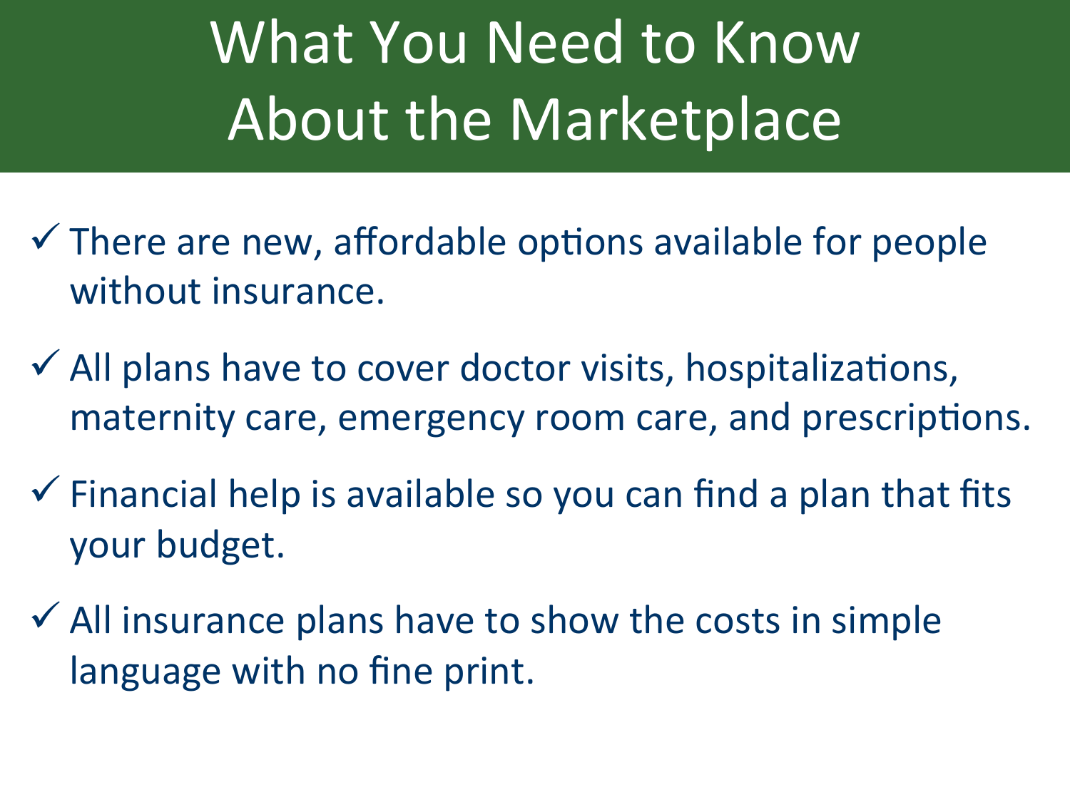# What You Need to Know About the Marketplace

- ✓ There are new, affordable options available for people without insurance.
- ✓ All plans have to cover doctor visits, hospitalizations, maternity care, emergency room care, and prescriptions.
- ✓ Financial help is available so you can find a plan that fits your budget.
- ✓ All insurance plans have to show the costs in simple language with no fine print.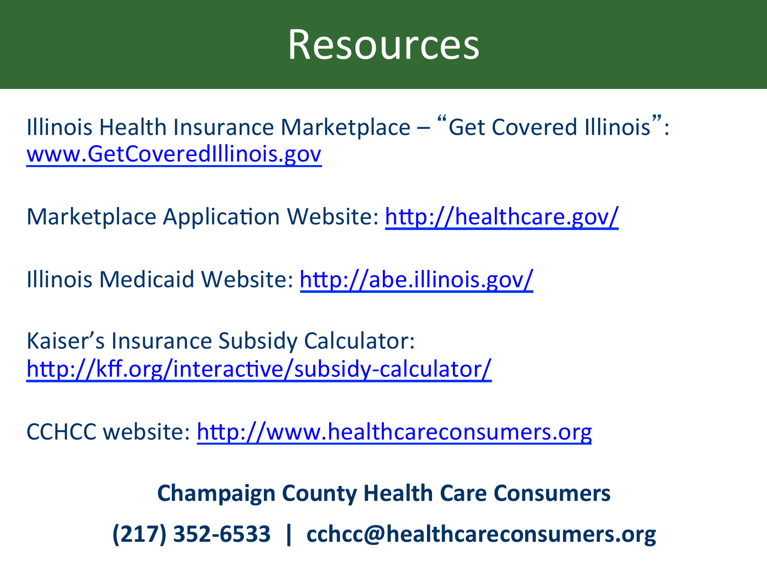# Resources

Illinois Health Insurance Marketplace – "Get Covered Illinois": www.GetCoveredIllinois.gov

Marketplace Application Website: http://healthcare.gov/

Illinois Medicaid Website: http://abe.illinois.gov/

Kaiser's Insurance Subsidy Calculator: http://kff.org/interactive/subsidy-calculator/

CCHCC website: http://www.healthcareconsumers.org

**Champaign County Health Care Consumers**

**(217) 352-6533 | cchcc@healthcareconsumers.org**